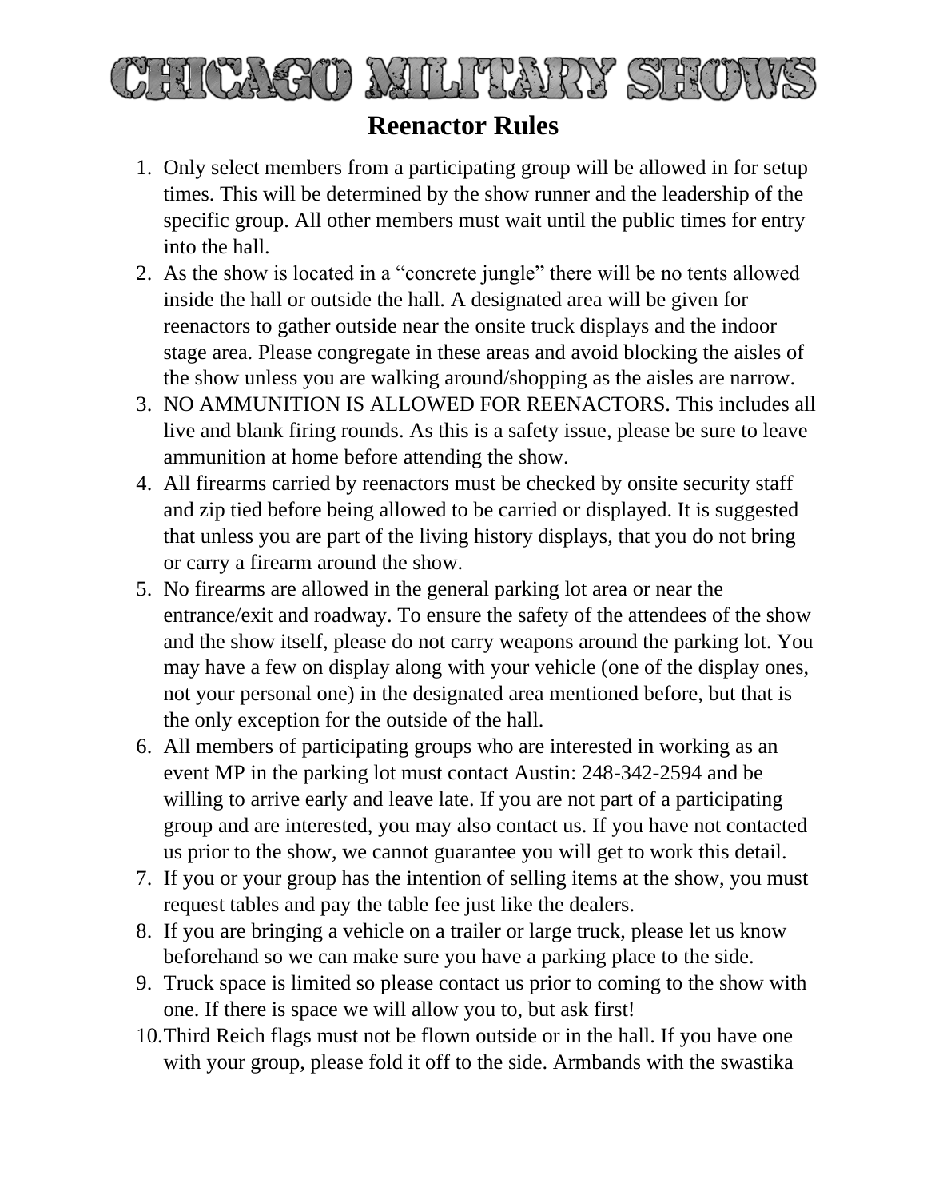# CHICAGO MILITARY SHOWS

## Reenactor Rules

1. Only select members from a participating group will be allowed in for setup times. This will be determined by the show runner and the leadership of the specific group. All other members must wait until the public times for entry into the hall.
2. As the show is located in a "concrete jungle" there will be no tents allowed inside the hall or outside the hall. A designated area will be given for reenactors to gather outside near the onsite truck displays and the indoor stage area. Please congregate in these areas and avoid blocking the aisles of the show unless you are walking around/shopping as the aisles are narrow.
3. NO AMMUNITION IS ALLOWED FOR REENACTORS. This includes all live and blank firing rounds. As this is a safety issue, please be sure to leave ammunition at home before attending the show.
4. All firearms carried by reenactors must be checked by onsite security staff and zip tied before being allowed to be carried or displayed. It is suggested that unless you are part of the living history displays, that you do not bring or carry a firearm around the show.
5. No firearms are allowed in the general parking lot area or near the entrance/exit and roadway. To ensure the safety of the attendees of the show and the show itself, please do not carry weapons around the parking lot. You may have a few on display along with your vehicle (one of the display ones, not your personal one) in the designated area mentioned before, but that is the only exception for the outside of the hall.
6. All members of participating groups who are interested in working as an event MP in the parking lot must contact Austin: 248-342-2594 and be willing to arrive early and leave late. If you are not part of a participating group and are interested, you may also contact us. If you have not contacted us prior to the show, we cannot guarantee you will get to work this detail.
7. If you or your group has the intention of selling items at the show, you must request tables and pay the table fee just like the dealers.
8. If you are bringing a vehicle on a trailer or large truck, please let us know beforehand so we can make sure you have a parking place to the side.
9. Truck space is limited so please contact us prior to coming to the show with one. If there is space we will allow you to, but ask first!
10. Third Reich flags must not be flown outside or in the hall. If you have one with your group, please fold it off to the side. Armbands with the swastika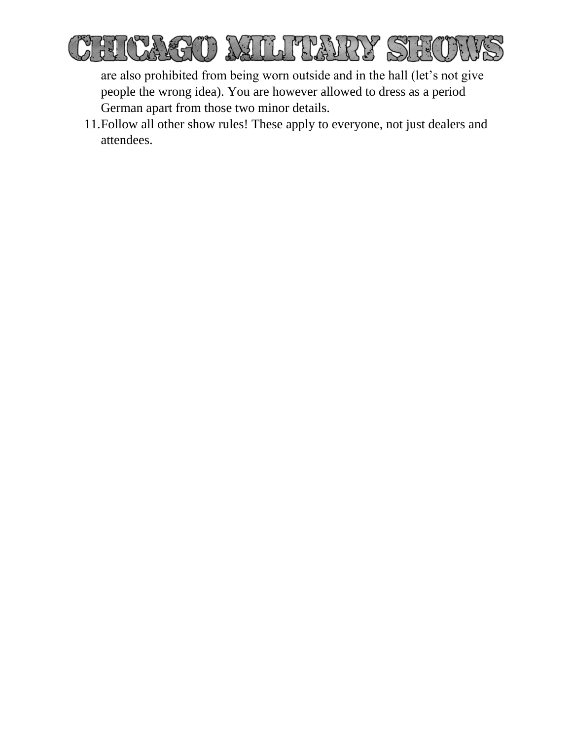are also prohibited from being worn outside and in the hall (let's not give people the wrong idea). You are however allowed to dress as a period German apart from those two minor details.

11. Follow all other show rules! These apply to everyone, not just dealers and attendees.